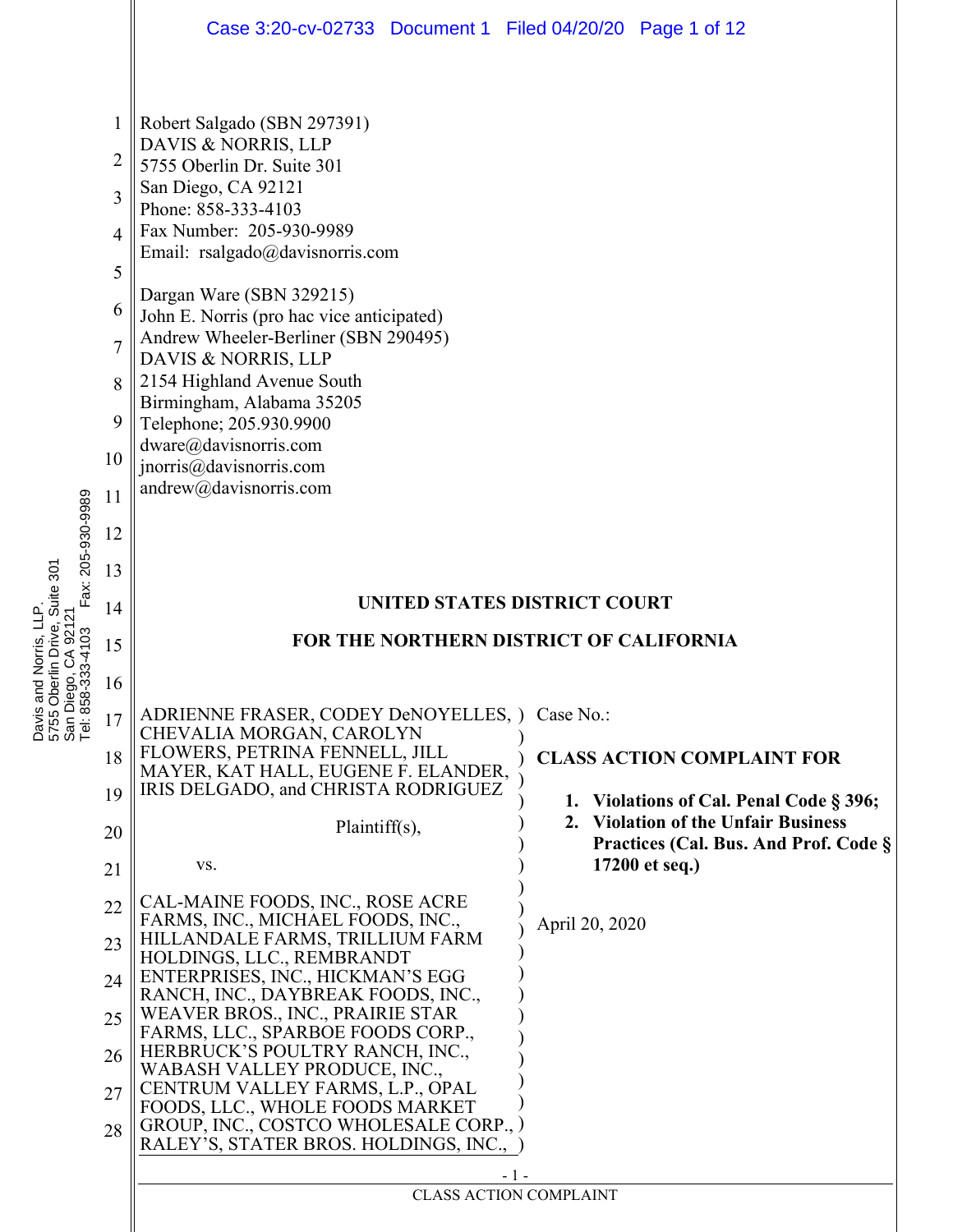Robert Salgado (SBN 297391)
DAVIS & NORRIS, LLP
5755 Oberlin Dr. Suite 301
San Diego, CA 92121
Phone: 858-333-4103
Fax Number: 205-930-9989
Email: rsalgado@davisnorris.com

Dargan Ware (SBN 329215)
John E. Norris (pro hac vice anticipated)
Andrew Wheeler-Berliner (SBN 290495)
DAVIS & NORRIS, LLP
2154 Highland Avenue South
Birmingham, Alabama 35205
Telephone; 205.930.9900
dware@davisnorris.com
jnorris@davisnorris.com
andrew@davisnorris.com

**UNITED STATES DISTRICT COURT**

**FOR THE NORTHERN DISTRICT OF CALIFORNIA**

ADRIENNE FRASER, CODEY DeNOYELLES, CHEVALIA MORGAN, CAROLYN FLOWERS, PETRINA FENNELL, JILL MAYER, KAT HALL, EUGENE F. ELANDER, IRIS DELGADO, and CHRISTA RODRIGUEZ

Plaintiff(s),

vs.

CAL-MAINE FOODS, INC., ROSE ACRE FARMS, INC., MICHAEL FOODS, INC., HILLANDALE FARMS, TRILLIUM FARM HOLDINGS, LLC., REMBRANDT ENTERPRISES, INC., HICKMAN'S EGG RANCH, INC., DAYBREAK FOODS, INC., WEAVER BROS., INC., PRAIRIE STAR FARMS, LLC., SPARBOE FOODS CORP., HERBRUCK'S POULTRY RANCH, INC., WABASH VALLEY PRODUCE, INC., CENTRUM VALLEY FARMS, L.P., OPAL FOODS, LLC., WHOLE FOODS MARKET GROUP, INC., COSTCO WHOLESALE CORP., RALEY'S, STATER BROS. HOLDINGS, INC.,

Case No.:

**CLASS ACTION COMPLAINT FOR**

1. **Violations of Cal. Penal Code § 396;**
2. **Violation of the Unfair Business Practices (Cal. Bus. And Prof. Code § 17200 et seq.)**

April 20, 2020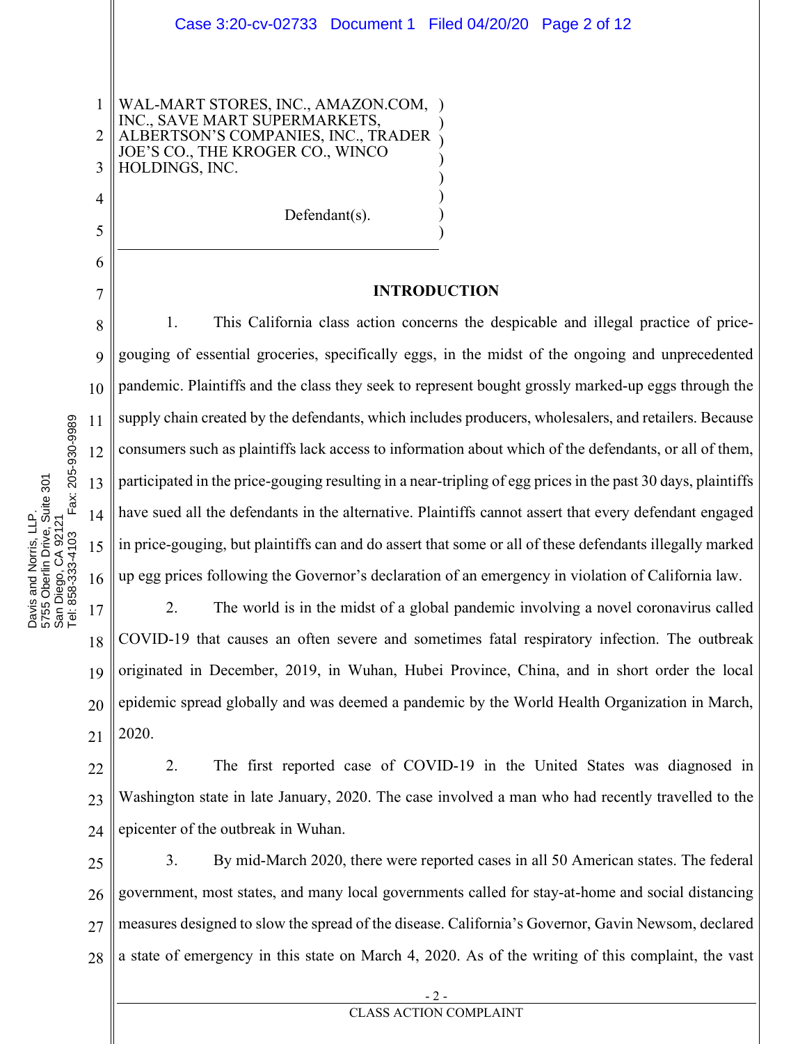WAL-MART STORES, INC., AMAZON.COM, INC., SAVE MART SUPERMARKETS, ALBERTSON'S COMPANIES, INC., TRADER JOE'S CO., THE KROGER CO., WINCO HOLDINGS, INC.

Defendant(s).

## INTRODUCTION

1. This California class action concerns the despicable and illegal practice of price-gouging of essential groceries, specifically eggs, in the midst of the ongoing and unprecedented pandemic. Plaintiffs and the class they seek to represent bought grossly marked-up eggs through the supply chain created by the defendants, which includes producers, wholesalers, and retailers. Because consumers such as plaintiffs lack access to information about which of the defendants, or all of them, participated in the price-gouging resulting in a near-tripling of egg prices in the past 30 days, plaintiffs have sued all the defendants in the alternative. Plaintiffs cannot assert that every defendant engaged in price-gouging, but plaintiffs can and do assert that some or all of these defendants illegally marked up egg prices following the Governor's declaration of an emergency in violation of California law.

2. The world is in the midst of a global pandemic involving a novel coronavirus called COVID-19 that causes an often severe and sometimes fatal respiratory infection. The outbreak originated in December, 2019, in Wuhan, Hubei Province, China, and in short order the local epidemic spread globally and was deemed a pandemic by the World Health Organization in March, 2020.

2. The first reported case of COVID-19 in the United States was diagnosed in Washington state in late January, 2020. The case involved a man who had recently travelled to the epicenter of the outbreak in Wuhan.

3. By mid-March 2020, there were reported cases in all 50 American states. The federal government, most states, and many local governments called for stay-at-home and social distancing measures designed to slow the spread of the disease. California's Governor, Gavin Newsom, declared a state of emergency in this state on March 4, 2020. As of the writing of this complaint, the vast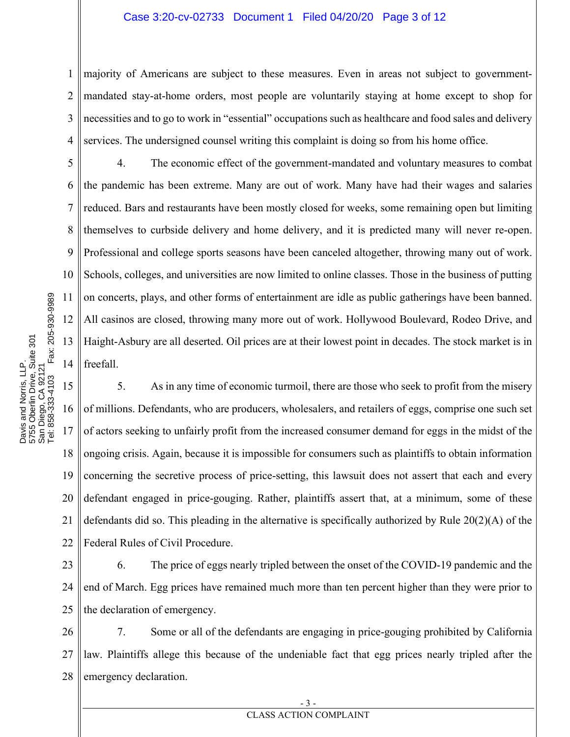majority of Americans are subject to these measures. Even in areas not subject to government-mandated stay-at-home orders, most people are voluntarily staying at home except to shop for necessities and to go to work in "essential" occupations such as healthcare and food sales and delivery services. The undersigned counsel writing this complaint is doing so from his home office.

4. The economic effect of the government-mandated and voluntary measures to combat the pandemic has been extreme. Many are out of work. Many have had their wages and salaries reduced. Bars and restaurants have been mostly closed for weeks, some remaining open but limiting themselves to curbside delivery and home delivery, and it is predicted many will never re-open. Professional and college sports seasons have been canceled altogether, throwing many out of work. Schools, colleges, and universities are now limited to online classes. Those in the business of putting on concerts, plays, and other forms of entertainment are idle as public gatherings have been banned. All casinos are closed, throwing many more out of work. Hollywood Boulevard, Rodeo Drive, and Haight-Asbury are all deserted. Oil prices are at their lowest point in decades. The stock market is in freefall.

5. As in any time of economic turmoil, there are those who seek to profit from the misery of millions. Defendants, who are producers, wholesalers, and retailers of eggs, comprise one such set of actors seeking to unfairly profit from the increased consumer demand for eggs in the midst of the ongoing crisis. Again, because it is impossible for consumers such as plaintiffs to obtain information concerning the secretive process of price-setting, this lawsuit does not assert that each and every defendant engaged in price-gouging. Rather, plaintiffs assert that, at a minimum, some of these defendants did so. This pleading in the alternative is specifically authorized by Rule 20(2)(A) of the Federal Rules of Civil Procedure.

6. The price of eggs nearly tripled between the onset of the COVID-19 pandemic and the end of March. Egg prices have remained much more than ten percent higher than they were prior to the declaration of emergency.

7. Some or all of the defendants are engaging in price-gouging prohibited by California law. Plaintiffs allege this because of the undeniable fact that egg prices nearly tripled after the emergency declaration.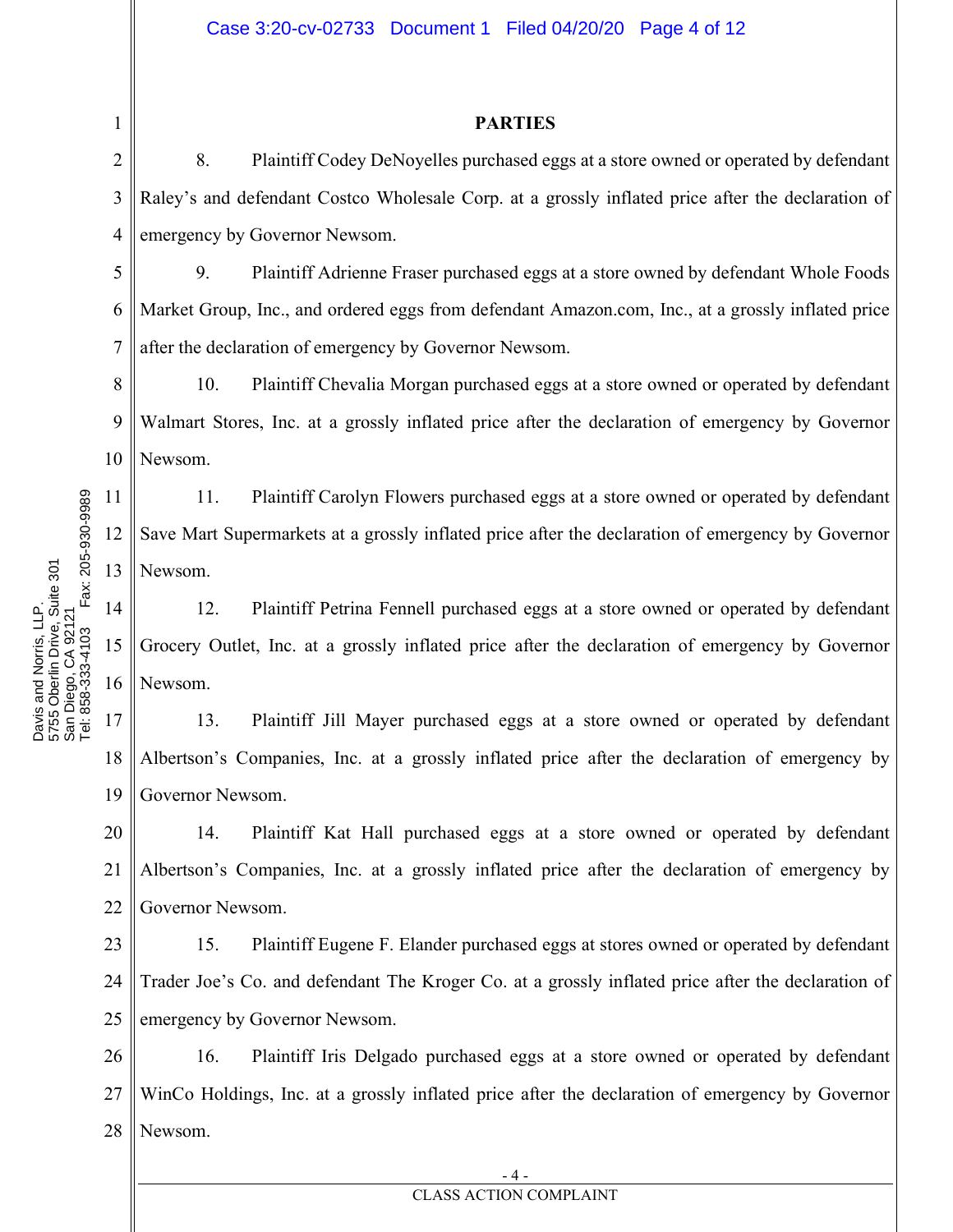## PARTIES

8. Plaintiff Codey DeNoyelles purchased eggs at a store owned or operated by defendant Raley's and defendant Costco Wholesale Corp. at a grossly inflated price after the declaration of emergency by Governor Newsom.

9. Plaintiff Adrienne Fraser purchased eggs at a store owned by defendant Whole Foods Market Group, Inc., and ordered eggs from defendant Amazon.com, Inc., at a grossly inflated price after the declaration of emergency by Governor Newsom.

10. Plaintiff Chevalia Morgan purchased eggs at a store owned or operated by defendant Walmart Stores, Inc. at a grossly inflated price after the declaration of emergency by Governor Newsom.

11. Plaintiff Carolyn Flowers purchased eggs at a store owned or operated by defendant Save Mart Supermarkets at a grossly inflated price after the declaration of emergency by Governor Newsom.

12. Plaintiff Petrina Fennell purchased eggs at a store owned or operated by defendant Grocery Outlet, Inc. at a grossly inflated price after the declaration of emergency by Governor Newsom.

13. Plaintiff Jill Mayer purchased eggs at a store owned or operated by defendant Albertson's Companies, Inc. at a grossly inflated price after the declaration of emergency by Governor Newsom.

14. Plaintiff Kat Hall purchased eggs at a store owned or operated by defendant Albertson's Companies, Inc. at a grossly inflated price after the declaration of emergency by Governor Newsom.

15. Plaintiff Eugene F. Elander purchased eggs at stores owned or operated by defendant Trader Joe's Co. and defendant The Kroger Co. at a grossly inflated price after the declaration of emergency by Governor Newsom.

16. Plaintiff Iris Delgado purchased eggs at a store owned or operated by defendant WinCo Holdings, Inc. at a grossly inflated price after the declaration of emergency by Governor Newsom.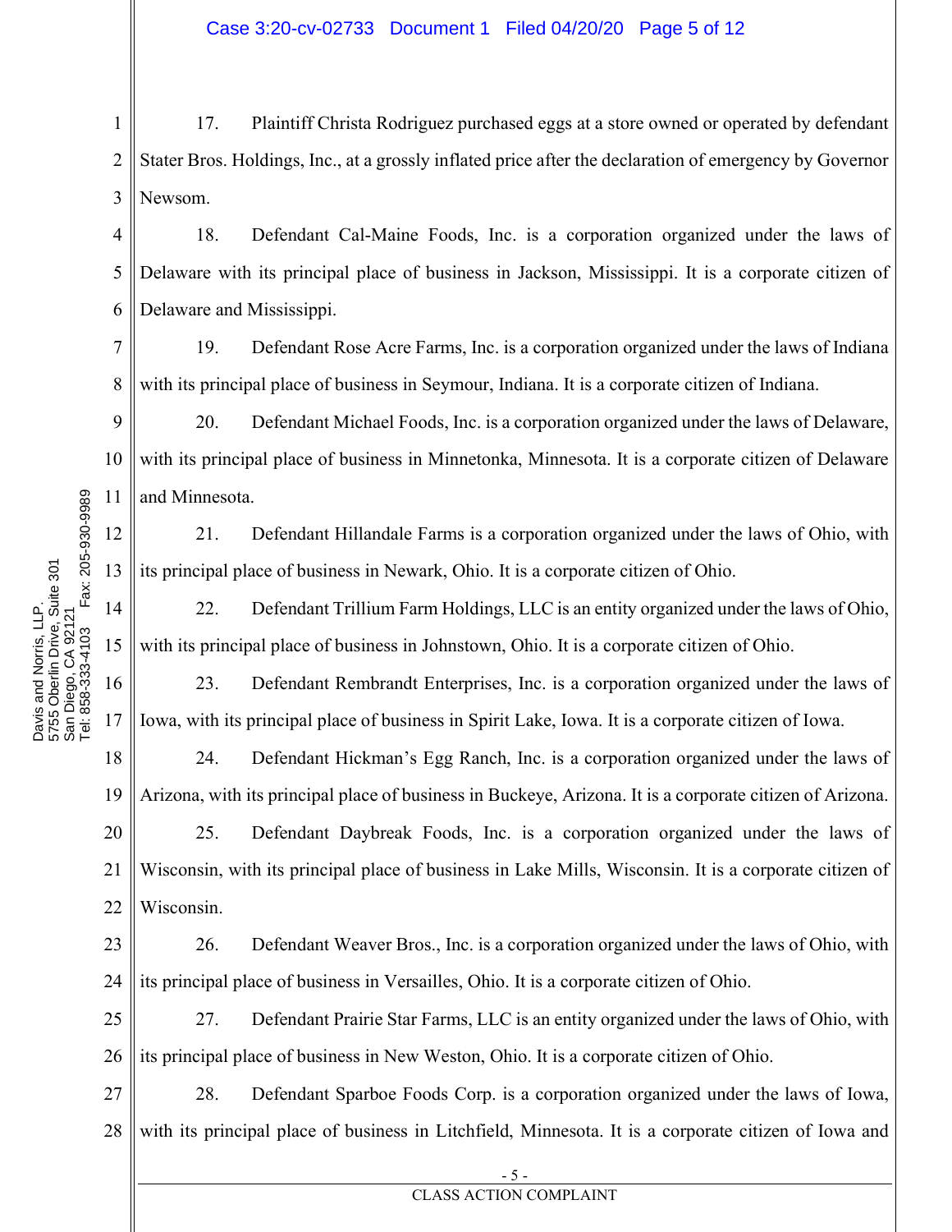17. Plaintiff Christa Rodriguez purchased eggs at a store owned or operated by defendant Stater Bros. Holdings, Inc., at a grossly inflated price after the declaration of emergency by Governor Newsom.

18. Defendant Cal-Maine Foods, Inc. is a corporation organized under the laws of Delaware with its principal place of business in Jackson, Mississippi. It is a corporate citizen of Delaware and Mississippi.

19. Defendant Rose Acre Farms, Inc. is a corporation organized under the laws of Indiana with its principal place of business in Seymour, Indiana. It is a corporate citizen of Indiana.

20. Defendant Michael Foods, Inc. is a corporation organized under the laws of Delaware, with its principal place of business in Minnetonka, Minnesota. It is a corporate citizen of Delaware and Minnesota.

21. Defendant Hillandale Farms is a corporation organized under the laws of Ohio, with its principal place of business in Newark, Ohio. It is a corporate citizen of Ohio.

22. Defendant Trillium Farm Holdings, LLC is an entity organized under the laws of Ohio, with its principal place of business in Johnstown, Ohio. It is a corporate citizen of Ohio.

23. Defendant Rembrandt Enterprises, Inc. is a corporation organized under the laws of Iowa, with its principal place of business in Spirit Lake, Iowa. It is a corporate citizen of Iowa.

24. Defendant Hickman's Egg Ranch, Inc. is a corporation organized under the laws of Arizona, with its principal place of business in Buckeye, Arizona. It is a corporate citizen of Arizona.

25. Defendant Daybreak Foods, Inc. is a corporation organized under the laws of Wisconsin, with its principal place of business in Lake Mills, Wisconsin. It is a corporate citizen of Wisconsin.

26. Defendant Weaver Bros., Inc. is a corporation organized under the laws of Ohio, with its principal place of business in Versailles, Ohio. It is a corporate citizen of Ohio.

27. Defendant Prairie Star Farms, LLC is an entity organized under the laws of Ohio, with its principal place of business in New Weston, Ohio. It is a corporate citizen of Ohio.

28. Defendant Sparboe Foods Corp. is a corporation organized under the laws of Iowa, with its principal place of business in Litchfield, Minnesota. It is a corporate citizen of Iowa and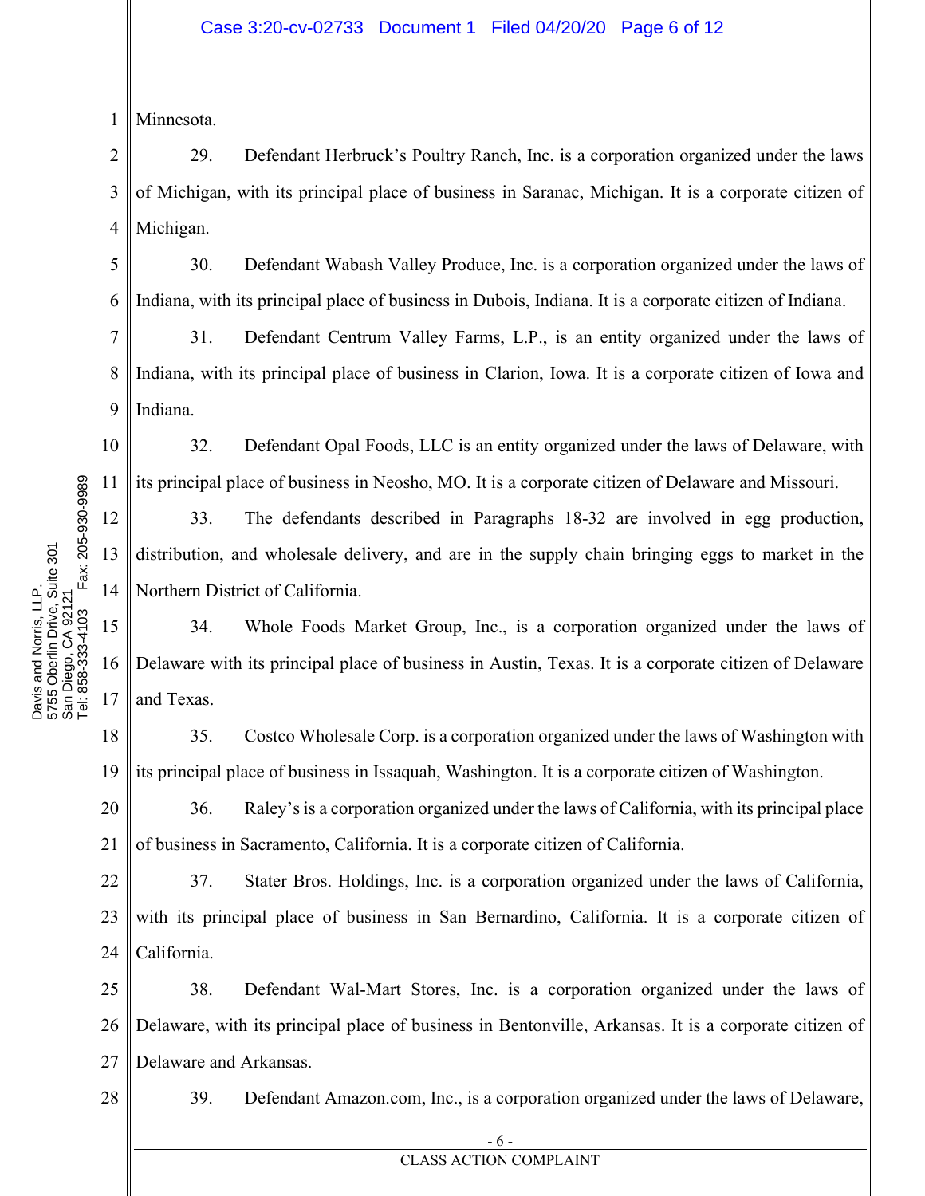Minnesota.

29. Defendant Herbruck's Poultry Ranch, Inc. is a corporation organized under the laws of Michigan, with its principal place of business in Saranac, Michigan. It is a corporate citizen of Michigan.

30. Defendant Wabash Valley Produce, Inc. is a corporation organized under the laws of Indiana, with its principal place of business in Dubois, Indiana. It is a corporate citizen of Indiana.

31. Defendant Centrum Valley Farms, L.P., is an entity organized under the laws of Indiana, with its principal place of business in Clarion, Iowa. It is a corporate citizen of Iowa and Indiana.

32. Defendant Opal Foods, LLC is an entity organized under the laws of Delaware, with its principal place of business in Neosho, MO. It is a corporate citizen of Delaware and Missouri.

33. The defendants described in Paragraphs 18-32 are involved in egg production, distribution, and wholesale delivery, and are in the supply chain bringing eggs to market in the Northern District of California.

34. Whole Foods Market Group, Inc., is a corporation organized under the laws of Delaware with its principal place of business in Austin, Texas. It is a corporate citizen of Delaware and Texas.

35. Costco Wholesale Corp. is a corporation organized under the laws of Washington with its principal place of business in Issaquah, Washington. It is a corporate citizen of Washington.

36. Raley's is a corporation organized under the laws of California, with its principal place of business in Sacramento, California. It is a corporate citizen of California.

37. Stater Bros. Holdings, Inc. is a corporation organized under the laws of California, with its principal place of business in San Bernardino, California. It is a corporate citizen of California.

38. Defendant Wal-Mart Stores, Inc. is a corporation organized under the laws of Delaware, with its principal place of business in Bentonville, Arkansas. It is a corporate citizen of Delaware and Arkansas.

39. Defendant Amazon.com, Inc., is a corporation organized under the laws of Delaware,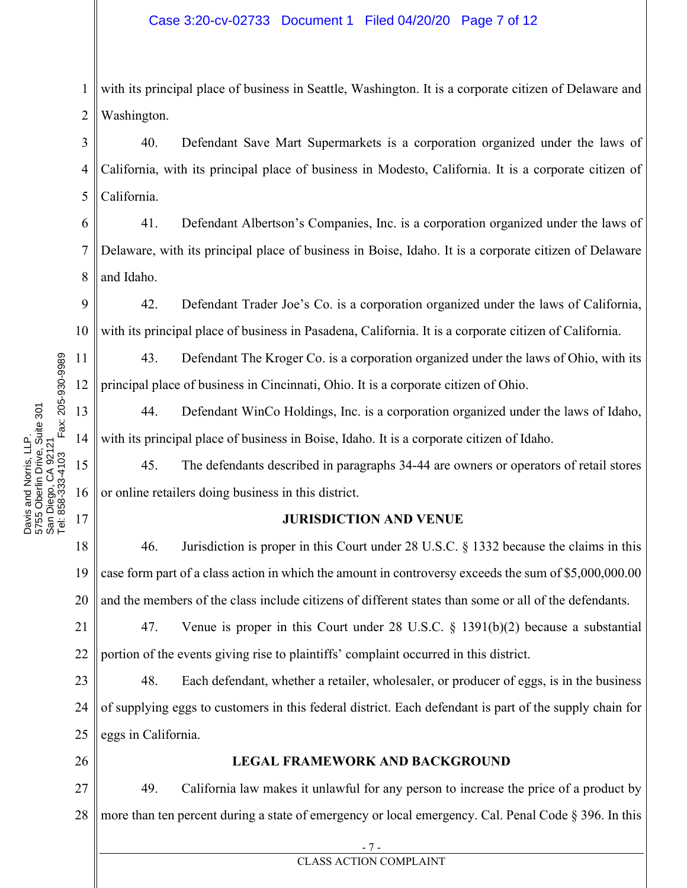with its principal place of business in Seattle, Washington. It is a corporate citizen of Delaware and Washington.

40. Defendant Save Mart Supermarkets is a corporation organized under the laws of California, with its principal place of business in Modesto, California. It is a corporate citizen of California.

41. Defendant Albertson's Companies, Inc. is a corporation organized under the laws of Delaware, with its principal place of business in Boise, Idaho. It is a corporate citizen of Delaware and Idaho.

42. Defendant Trader Joe's Co. is a corporation organized under the laws of California, with its principal place of business in Pasadena, California. It is a corporate citizen of California.

43. Defendant The Kroger Co. is a corporation organized under the laws of Ohio, with its principal place of business in Cincinnati, Ohio. It is a corporate citizen of Ohio.

44. Defendant WinCo Holdings, Inc. is a corporation organized under the laws of Idaho, with its principal place of business in Boise, Idaho. It is a corporate citizen of Idaho.

45. The defendants described in paragraphs 34-44 are owners or operators of retail stores or online retailers doing business in this district.

## JURISDICTION AND VENUE

46. Jurisdiction is proper in this Court under 28 U.S.C. § 1332 because the claims in this case form part of a class action in which the amount in controversy exceeds the sum of $5,000,000.00 and the members of the class include citizens of different states than some or all of the defendants.

47. Venue is proper in this Court under 28 U.S.C. § 1391(b)(2) because a substantial portion of the events giving rise to plaintiffs' complaint occurred in this district.

48. Each defendant, whether a retailer, wholesaler, or producer of eggs, is in the business of supplying eggs to customers in this federal district. Each defendant is part of the supply chain for eggs in California.

## LEGAL FRAMEWORK AND BACKGROUND

49. California law makes it unlawful for any person to increase the price of a product by more than ten percent during a state of emergency or local emergency. Cal. Penal Code § 396. In this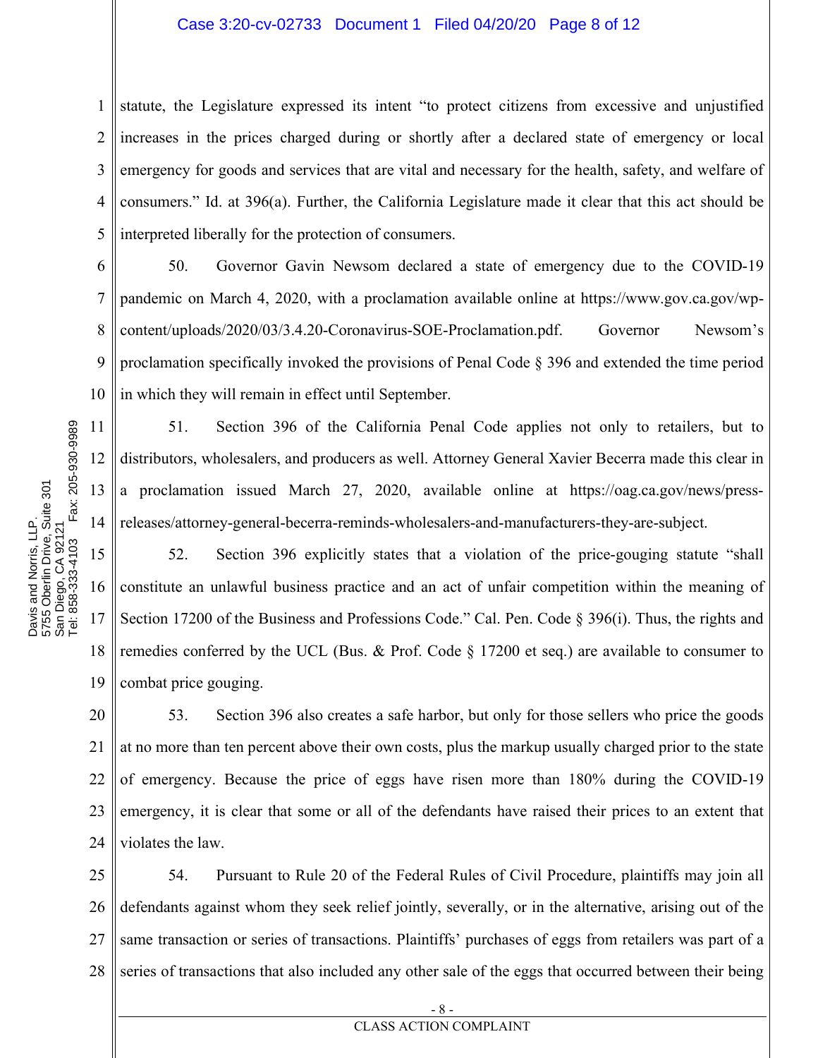statute, the Legislature expressed its intent "to protect citizens from excessive and unjustified increases in the prices charged during or shortly after a declared state of emergency or local emergency for goods and services that are vital and necessary for the health, safety, and welfare of consumers." Id. at 396(a). Further, the California Legislature made it clear that this act should be interpreted liberally for the protection of consumers.

50. Governor Gavin Newsom declared a state of emergency due to the COVID-19 pandemic on March 4, 2020, with a proclamation available online at https://www.gov.ca.gov/wp-content/uploads/2020/03/3.4.20-Coronavirus-SOE-Proclamation.pdf. Governor Newsom's proclamation specifically invoked the provisions of Penal Code § 396 and extended the time period in which they will remain in effect until September.

51. Section 396 of the California Penal Code applies not only to retailers, but to distributors, wholesalers, and producers as well. Attorney General Xavier Becerra made this clear in a proclamation issued March 27, 2020, available online at https://oag.ca.gov/news/press-releases/attorney-general-becerra-reminds-wholesalers-and-manufacturers-they-are-subject.

52. Section 396 explicitly states that a violation of the price-gouging statute "shall constitute an unlawful business practice and an act of unfair competition within the meaning of Section 17200 of the Business and Professions Code." Cal. Pen. Code § 396(i). Thus, the rights and remedies conferred by the UCL (Bus. & Prof. Code § 17200 et seq.) are available to consumer to combat price gouging.

53. Section 396 also creates a safe harbor, but only for those sellers who price the goods at no more than ten percent above their own costs, plus the markup usually charged prior to the state of emergency. Because the price of eggs have risen more than 180% during the COVID-19 emergency, it is clear that some or all of the defendants have raised their prices to an extent that violates the law.

54. Pursuant to Rule 20 of the Federal Rules of Civil Procedure, plaintiffs may join all defendants against whom they seek relief jointly, severally, or in the alternative, arising out of the same transaction or series of transactions. Plaintiffs' purchases of eggs from retailers was part of a series of transactions that also included any other sale of the eggs that occurred between their being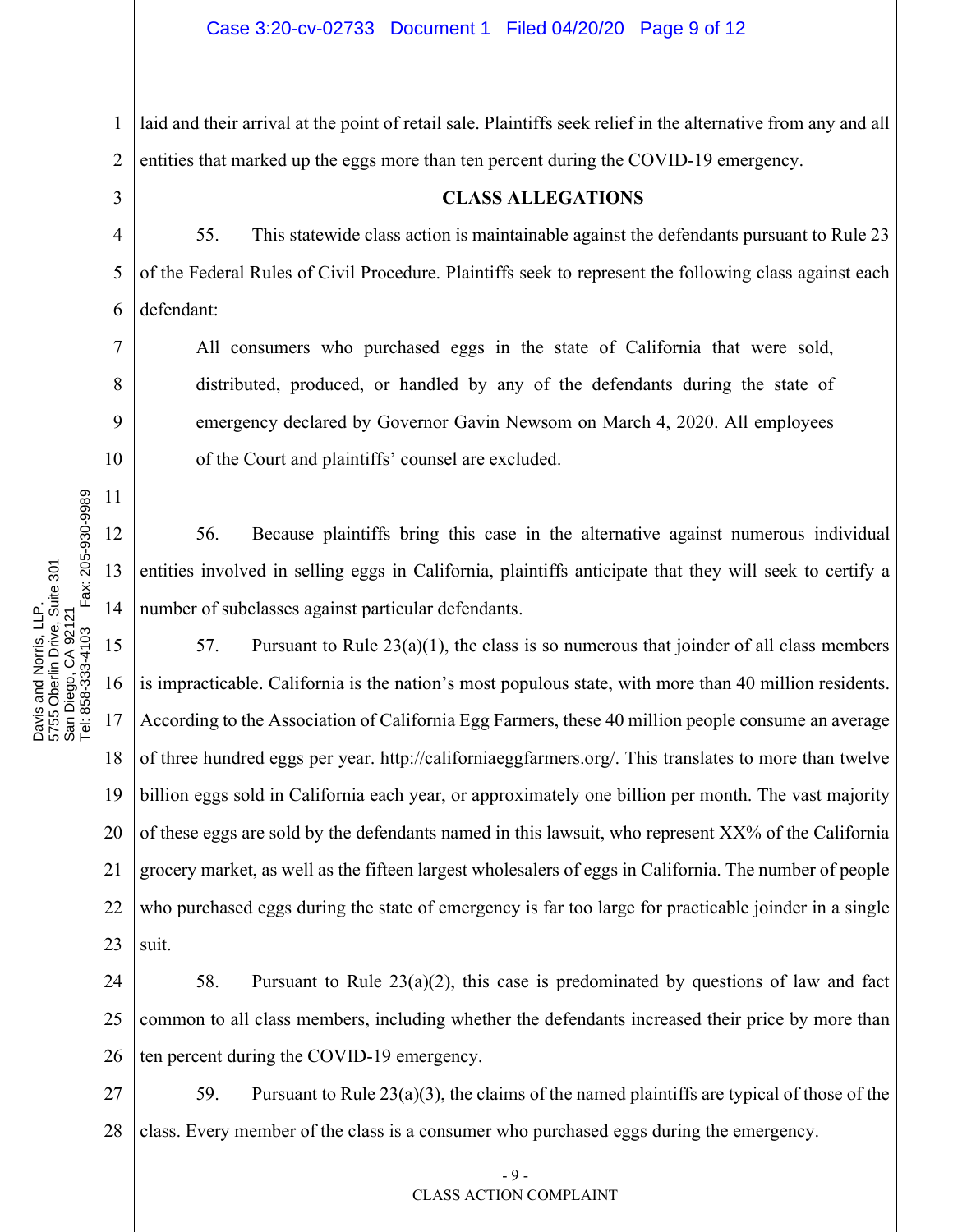laid and their arrival at the point of retail sale. Plaintiffs seek relief in the alternative from any and all entities that marked up the eggs more than ten percent during the COVID-19 emergency.

**CLASS ALLEGATIONS**

55. This statewide class action is maintainable against the defendants pursuant to Rule 23 of the Federal Rules of Civil Procedure. Plaintiffs seek to represent the following class against each defendant:

> All consumers who purchased eggs in the state of California that were sold, distributed, produced, or handled by any of the defendants during the state of emergency declared by Governor Gavin Newsom on March 4, 2020. All employees of the Court and plaintiffs' counsel are excluded.

56. Because plaintiffs bring this case in the alternative against numerous individual entities involved in selling eggs in California, plaintiffs anticipate that they will seek to certify a number of subclasses against particular defendants.

57. Pursuant to Rule 23(a)(1), the class is so numerous that joinder of all class members is impracticable. California is the nation's most populous state, with more than 40 million residents. According to the Association of California Egg Farmers, these 40 million people consume an average of three hundred eggs per year. http://californiaeggfarmers.org/. This translates to more than twelve billion eggs sold in California each year, or approximately one billion per month. The vast majority of these eggs are sold by the defendants named in this lawsuit, who represent XX% of the California grocery market, as well as the fifteen largest wholesalers of eggs in California. The number of people who purchased eggs during the state of emergency is far too large for practicable joinder in a single suit.

58. Pursuant to Rule 23(a)(2), this case is predominated by questions of law and fact common to all class members, including whether the defendants increased their price by more than ten percent during the COVID-19 emergency.

59. Pursuant to Rule 23(a)(3), the claims of the named plaintiffs are typical of those of the class. Every member of the class is a consumer who purchased eggs during the emergency.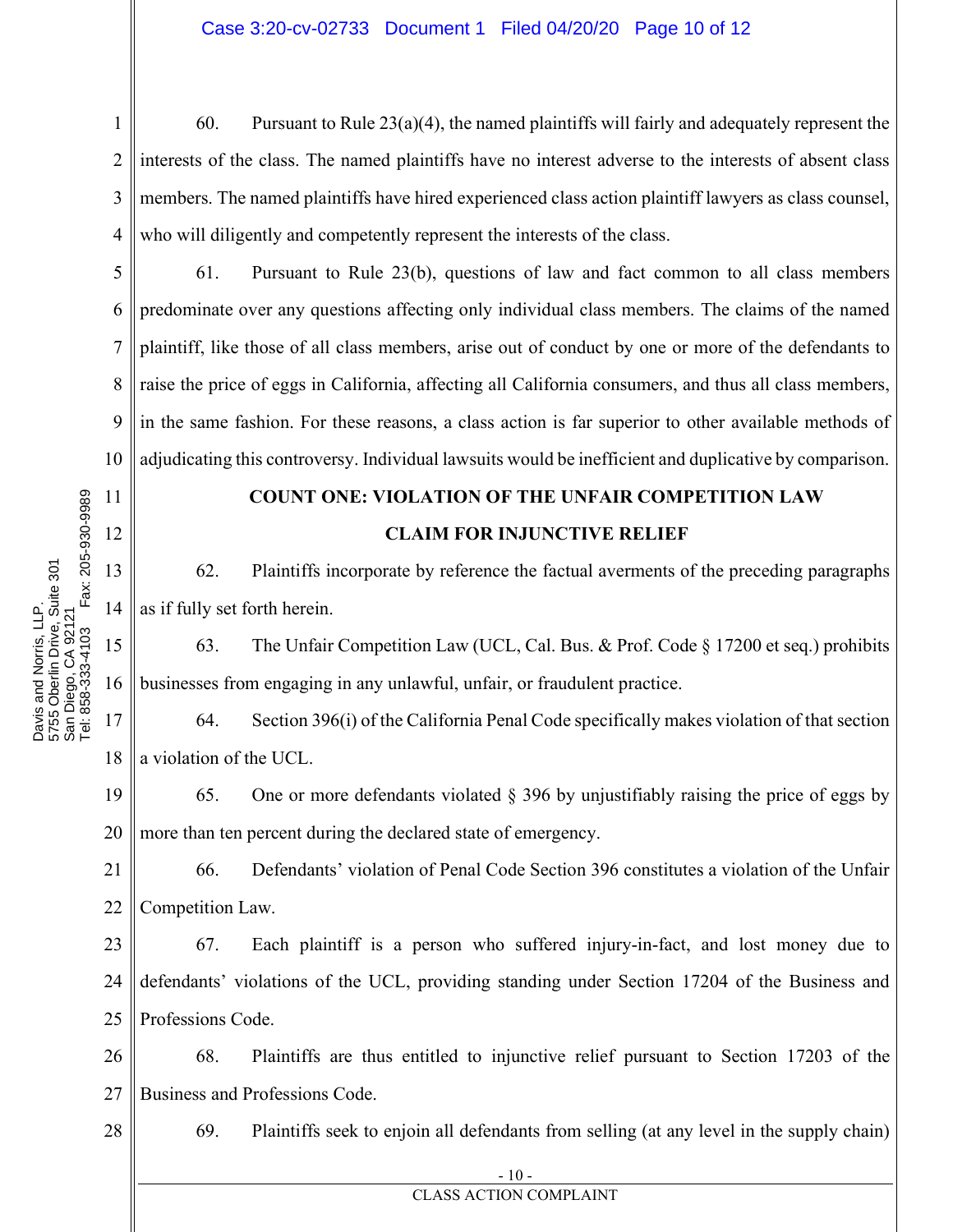60. Pursuant to Rule 23(a)(4), the named plaintiffs will fairly and adequately represent the interests of the class. The named plaintiffs have no interest adverse to the interests of absent class members. The named plaintiffs have hired experienced class action plaintiff lawyers as class counsel, who will diligently and competently represent the interests of the class.

61. Pursuant to Rule 23(b), questions of law and fact common to all class members predominate over any questions affecting only individual class members. The claims of the named plaintiff, like those of all class members, arise out of conduct by one or more of the defendants to raise the price of eggs in California, affecting all California consumers, and thus all class members, in the same fashion. For these reasons, a class action is far superior to other available methods of adjudicating this controversy. Individual lawsuits would be inefficient and duplicative by comparison.

**COUNT ONE: VIOLATION OF THE UNFAIR COMPETITION LAW**

**CLAIM FOR INJUNCTIVE RELIEF**

62. Plaintiffs incorporate by reference the factual averments of the preceding paragraphs as if fully set forth herein.

63. The Unfair Competition Law (UCL, Cal. Bus. & Prof. Code § 17200 et seq.) prohibits businesses from engaging in any unlawful, unfair, or fraudulent practice.

64. Section 396(i) of the California Penal Code specifically makes violation of that section a violation of the UCL.

65. One or more defendants violated § 396 by unjustifiably raising the price of eggs by more than ten percent during the declared state of emergency.

66. Defendants' violation of Penal Code Section 396 constitutes a violation of the Unfair Competition Law.

67. Each plaintiff is a person who suffered injury-in-fact, and lost money due to defendants' violations of the UCL, providing standing under Section 17204 of the Business and Professions Code.

68. Plaintiffs are thus entitled to injunctive relief pursuant to Section 17203 of the Business and Professions Code.

69. Plaintiffs seek to enjoin all defendants from selling (at any level in the supply chain)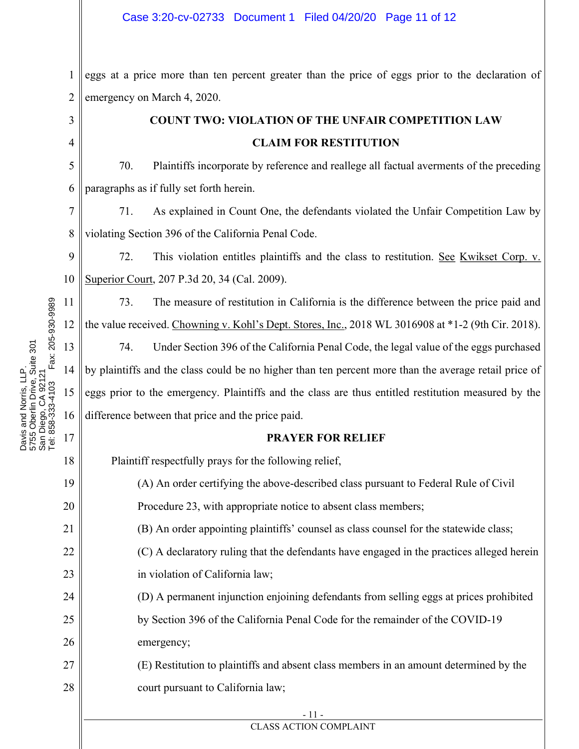eggs at a price more than ten percent greater than the price of eggs prior to the declaration of emergency on March 4, 2020.

## COUNT TWO: VIOLATION OF THE UNFAIR COMPETITION LAW

## CLAIM FOR RESTITUTION

70. Plaintiffs incorporate by reference and reallege all factual averments of the preceding paragraphs as if fully set forth herein.

71. As explained in Count One, the defendants violated the Unfair Competition Law by violating Section 396 of the California Penal Code.

72. This violation entitles plaintiffs and the class to restitution. See Kwikset Corp. v. Superior Court, 207 P.3d 20, 34 (Cal. 2009).

73. The measure of restitution in California is the difference between the price paid and the value received. Chowning v. Kohl's Dept. Stores, Inc., 2018 WL 3016908 at *1-2 (9th Cir. 2018).

74. Under Section 396 of the California Penal Code, the legal value of the eggs purchased by plaintiffs and the class could be no higher than ten percent more than the average retail price of eggs prior to the emergency. Plaintiffs and the class are thus entitled restitution measured by the difference between that price and the price paid.

## PRAYER FOR RELIEF

Plaintiff respectfully prays for the following relief,

(A) An order certifying the above-described class pursuant to Federal Rule of Civil Procedure 23, with appropriate notice to absent class members;

(B) An order appointing plaintiffs' counsel as class counsel for the statewide class;

(C) A declaratory ruling that the defendants have engaged in the practices alleged herein in violation of California law;

(D) A permanent injunction enjoining defendants from selling eggs at prices prohibited by Section 396 of the California Penal Code for the remainder of the COVID-19 emergency;

(E) Restitution to plaintiffs and absent class members in an amount determined by the court pursuant to California law;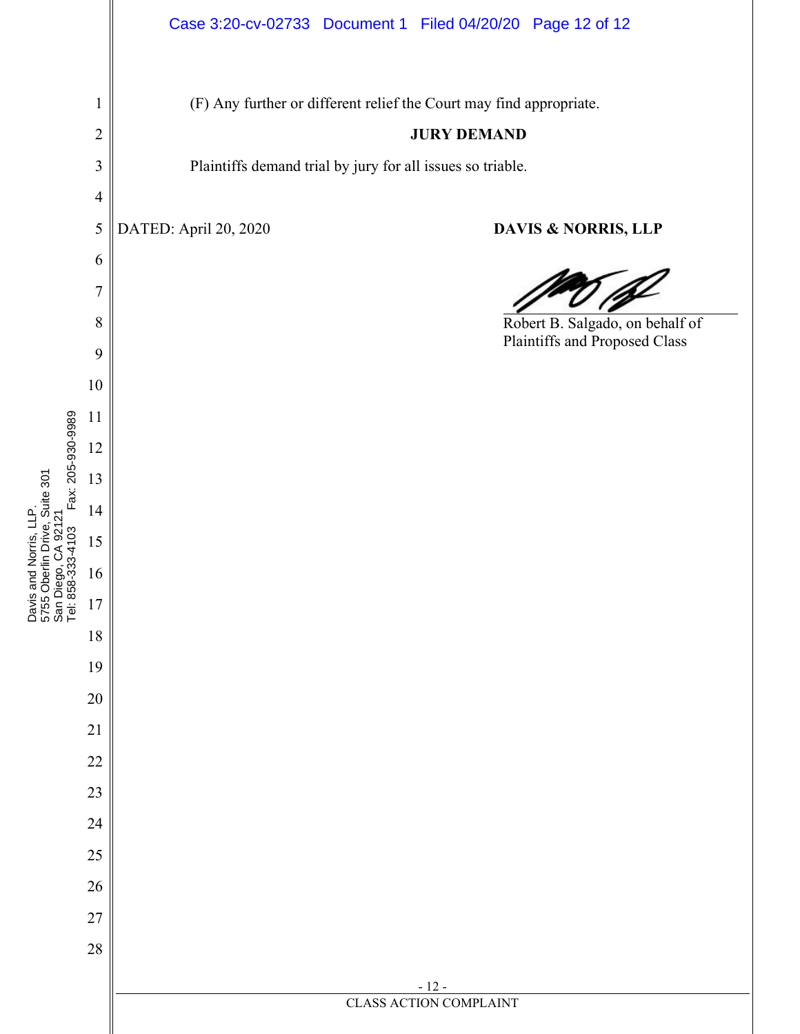(F) Any further or different relief the Court may find appropriate.

**JURY DEMAND**

Plaintiffs demand trial by jury for all issues so triable.

DATED: April 20, 2020

**DAVIS & NORRIS, LLP**

Robert B. Salgado, on behalf of Plaintiffs and Proposed Class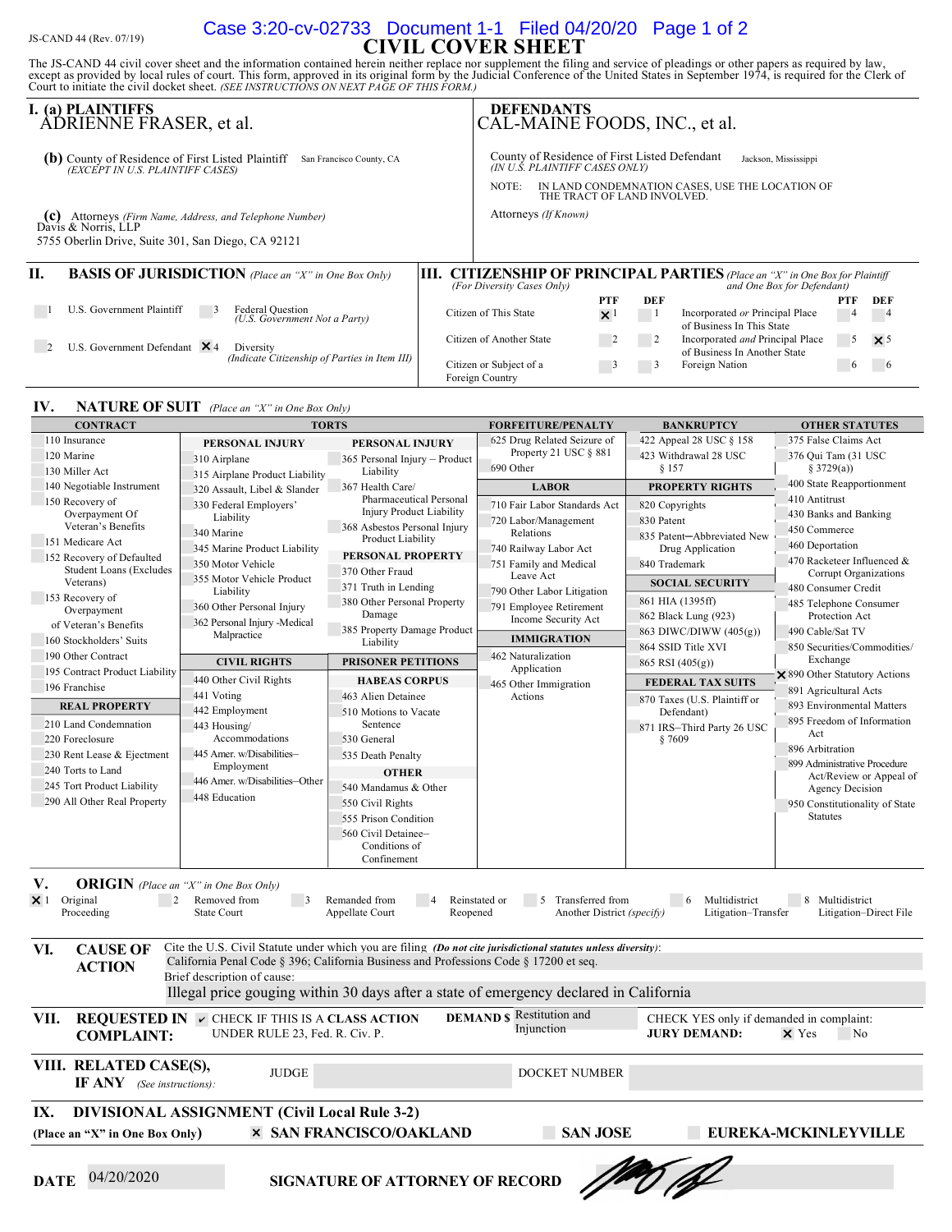JS-CAND 44 (Rev. 07/19)

# CIVIL COVER SHEET

The JS-CAND 44 civil cover sheet and the information contained herein neither replace nor supplement the filing and service of pleadings or other papers as required by law, except as provided by local rules of court. This form, approved in its original form by the Judicial Conference of the United States in September 1974, is required for the Clerk of Court to initiate the civil docket sheet. *(SEE INSTRUCTIONS ON NEXT PAGE OF THIS FORM.)*

## I. (a) PLAINTIFFS
ADRIENNE FRASER, et al.

**DEFENDANTS**
CAL-MAINE FOODS, INC., et al.

**(b)** County of Residence of First Listed Plaintiff San Francisco County, CA
*(EXCEPT IN U.S. PLAINTIFF CASES)*

County of Residence of First Listed Defendant Jackson, Mississippi
*(IN U.S. PLAINTIFF CASES ONLY)*

NOTE: IN LAND CONDEMNATION CASES, USE THE LOCATION OF THE TRACT OF LAND INVOLVED.

**(c)** Attorneys *(Firm Name, Address, and Telephone Number)*
Davis & Norris, LLP
5755 Oberlin Drive, Suite 301, San Diego, CA 92121

Attorneys *(If Known)*

## II. BASIS OF JURISDICTION *(Place an "X" in One Box Only)*

- ☐ 1 U.S. Government Plaintiff
- ☐ 3 Federal Question *(U.S. Government Not a Party)*
- ☐ 2 U.S. Government Defendant
- ☒ 4 Diversity *(Indicate Citizenship of Parties in Item III)*

## III. CITIZENSHIP OF PRINCIPAL PARTIES *(Place an "X" in One Box for Plaintiff and One Box for Defendant)* *(For Diversity Cases Only)*

| | PTF | DEF | | PTF | DEF |
|---|---|---|---|---|---|
| Citizen of This State | ☒ 1 | ☐ 1 | Incorporated *or* Principal Place of Business In This State | ☐ 4 | ☐ 4 |
| Citizen of Another State | ☐ 2 | ☐ 2 | Incorporated *and* Principal Place of Business In Another State | ☐ 5 | ☒ 5 |
| Citizen or Subject of a Foreign Country | ☐ 3 | ☐ 3 | Foreign Nation | ☐ 6 | ☐ 6 |

## IV. NATURE OF SUIT *(Place an "X" in One Box Only)*

**CONTRACT**
- 110 Insurance
- 120 Marine
- 130 Miller Act
- 140 Negotiable Instrument
- 150 Recovery of Overpayment Of Veteran's Benefits
- 151 Medicare Act
- 152 Recovery of Defaulted Student Loans (Excludes Veterans)
- 153 Recovery of Overpayment of Veteran's Benefits
- 160 Stockholders' Suits
- 190 Other Contract
- 195 Contract Product Liability
- 196 Franchise

**REAL PROPERTY**
- 210 Land Condemnation
- 220 Foreclosure
- 230 Rent Lease & Ejectment
- 240 Torts to Land
- 245 Tort Product Liability
- 290 All Other Real Property

**TORTS**

**PERSONAL INJURY**
- 310 Airplane
- 315 Airplane Product Liability
- 320 Assault, Libel & Slander
- 330 Federal Employers' Liability
- 340 Marine
- 345 Marine Product Liability
- 350 Motor Vehicle
- 355 Motor Vehicle Product Liability
- 360 Other Personal Injury
- 362 Personal Injury -Medical Malpractice

**PERSONAL INJURY**
- 365 Personal Injury – Product Liability
- 367 Health Care/ Pharmaceutical Personal Injury Product Liability
- 368 Asbestos Personal Injury Product Liability

**PERSONAL PROPERTY**
- 370 Other Fraud
- 371 Truth in Lending
- 380 Other Personal Property Damage
- 385 Property Damage Product Liability

**CIVIL RIGHTS**
- 440 Other Civil Rights
- 441 Voting
- 442 Employment
- 443 Housing/ Accommodations
- 445 Amer. w/Disabilities–Employment
- 446 Amer. w/Disabilities–Other
- 448 Education

**PRISONER PETITIONS**

**HABEAS CORPUS**
- 463 Alien Detainee
- 510 Motions to Vacate Sentence
- 530 General
- 535 Death Penalty

**OTHER**
- 540 Mandamus & Other
- 550 Civil Rights
- 555 Prison Condition
- 560 Civil Detainee–Conditions of Confinement

**FORFEITURE/PENALTY**
- 625 Drug Related Seizure of Property 21 USC § 881
- 690 Other

**LABOR**
- 710 Fair Labor Standards Act
- 720 Labor/Management Relations
- 740 Railway Labor Act
- 751 Family and Medical Leave Act
- 790 Other Labor Litigation
- 791 Employee Retirement Income Security Act

**IMMIGRATION**
- 462 Naturalization Application
- 465 Other Immigration Actions

**BANKRUPTCY**
- 422 Appeal 28 USC § 158
- 423 Withdrawal 28 USC § 157

**PROPERTY RIGHTS**
- 820 Copyrights
- 830 Patent
- 835 Patent─Abbreviated New Drug Application
- 840 Trademark

**SOCIAL SECURITY**
- 861 HIA (1395ff)
- 862 Black Lung (923)
- 863 DIWC/DIWW (405(g))
- 864 SSID Title XVI
- 865 RSI (405(g))

**FEDERAL TAX SUITS**
- 870 Taxes (U.S. Plaintiff or Defendant)
- 871 IRS–Third Party 26 USC § 7609

**OTHER STATUTES**
- 375 False Claims Act
- 376 Qui Tam (31 USC § 3729(a))
- 400 State Reapportionment
- 410 Antitrust
- 430 Banks and Banking
- 450 Commerce
- 460 Deportation
- 470 Racketeer Influenced & Corrupt Organizations
- 480 Consumer Credit
- 485 Telephone Consumer Protection Act
- 490 Cable/Sat TV
- 850 Securities/Commodities/ Exchange
- ☒ 890 Other Statutory Actions
- 891 Agricultural Acts
- 893 Environmental Matters
- 895 Freedom of Information Act
- 896 Arbitration
- 899 Administrative Procedure Act/Review or Appeal of Agency Decision
- 950 Constitutionality of State Statutes

## V. ORIGIN *(Place an "X" in One Box Only)*

- ☒ 1 Original Proceeding
- ☐ 2 Removed from State Court
- ☐ 3 Remanded from Appellate Court
- ☐ 4 Reinstated or Reopened
- ☐ 5 Transferred from Another District *(specify)*
- ☐ 6 Multidistrict Litigation–Transfer
- ☐ 8 Multidistrict Litigation–Direct File

## VI. CAUSE OF ACTION

Cite the U.S. Civil Statute under which you are filing *(Do not cite jurisdictional statutes unless diversity)*:
California Penal Code § 396; California Business and Professions Code § 17200 et seq.

Brief description of cause:
Illegal price gouging within 30 days after a state of emergency declared in California

## VII. REQUESTED IN COMPLAINT:

✔ CHECK IF THIS IS A **CLASS ACTION** UNDER RULE 23, Fed. R. Civ. P.

**DEMAND $** Restitution and Injunction

CHECK YES only if demanded in complaint:
**JURY DEMAND:** ☒ Yes ☐ No

## VIII. RELATED CASE(S), IF ANY *(See instructions)*:

JUDGE
DOCKET NUMBER

## IX. DIVISIONAL ASSIGNMENT (Civil Local Rule 3-2)

**(Place an "X" in One Box Only)** ☒ **SAN FRANCISCO/OAKLAND** ☐ **SAN JOSE** ☐ **EUREKA-MCKINLEYVILLE**

**DATE** 04/20/2020 **SIGNATURE OF ATTORNEY OF RECORD**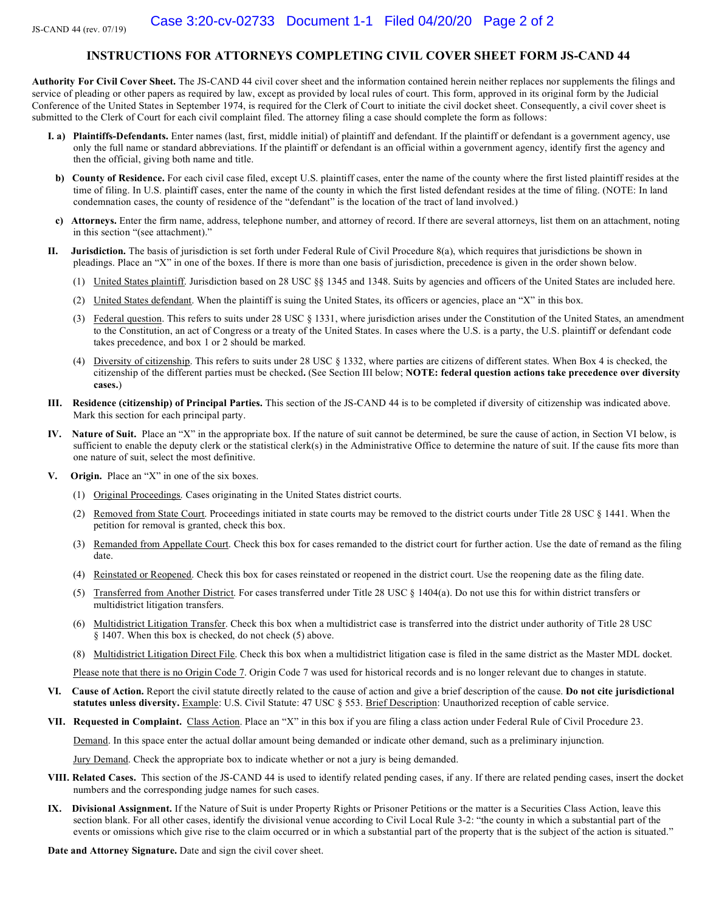JS-CAND 44 (rev. 07/19)

# INSTRUCTIONS FOR ATTORNEYS COMPLETING CIVIL COVER SHEET FORM JS-CAND 44

**Authority For Civil Cover Sheet.** The JS-CAND 44 civil cover sheet and the information contained herein neither replaces nor supplements the filings and service of pleading or other papers as required by law, except as provided by local rules of court. This form, approved in its original form by the Judicial Conference of the United States in September 1974, is required for the Clerk of Court to initiate the civil docket sheet. Consequently, a civil cover sheet is submitted to the Clerk of Court for each civil complaint filed. The attorney filing a case should complete the form as follows:

**I. a) Plaintiffs-Defendants.** Enter names (last, first, middle initial) of plaintiff and defendant. If the plaintiff or defendant is a government agency, use only the full name or standard abbreviations. If the plaintiff or defendant is an official within a government agency, identify first the agency and then the official, giving both name and title.

**b) County of Residence.** For each civil case filed, except U.S. plaintiff cases, enter the name of the county where the first listed plaintiff resides at the time of filing. In U.S. plaintiff cases, enter the name of the county in which the first listed defendant resides at the time of filing. (NOTE: In land condemnation cases, the county of residence of the "defendant" is the location of the tract of land involved.)

**c) Attorneys.** Enter the firm name, address, telephone number, and attorney of record. If there are several attorneys, list them on an attachment, noting in this section "(see attachment)."

**II. Jurisdiction.** The basis of jurisdiction is set forth under Federal Rule of Civil Procedure 8(a), which requires that jurisdictions be shown in pleadings. Place an "X" in one of the boxes. If there is more than one basis of jurisdiction, precedence is given in the order shown below.

(1) United States plaintiff. Jurisdiction based on 28 USC §§ 1345 and 1348. Suits by agencies and officers of the United States are included here.

(2) United States defendant. When the plaintiff is suing the United States, its officers or agencies, place an "X" in this box.

(3) Federal question. This refers to suits under 28 USC § 1331, where jurisdiction arises under the Constitution of the United States, an amendment to the Constitution, an act of Congress or a treaty of the United States. In cases where the U.S. is a party, the U.S. plaintiff or defendant code takes precedence, and box 1 or 2 should be marked.

(4) Diversity of citizenship. This refers to suits under 28 USC § 1332, where parties are citizens of different states. When Box 4 is checked, the citizenship of the different parties must be checked**.** (See Section III below; **NOTE: federal question actions take precedence over diversity cases.**)

**III. Residence (citizenship) of Principal Parties.** This section of the JS-CAND 44 is to be completed if diversity of citizenship was indicated above. Mark this section for each principal party.

**IV. Nature of Suit.** Place an "X" in the appropriate box. If the nature of suit cannot be determined, be sure the cause of action, in Section VI below, is sufficient to enable the deputy clerk or the statistical clerk(s) in the Administrative Office to determine the nature of suit. If the cause fits more than one nature of suit, select the most definitive.

**V. Origin.** Place an "X" in one of the six boxes.

(1) Original Proceedings. Cases originating in the United States district courts.

(2) Removed from State Court. Proceedings initiated in state courts may be removed to the district courts under Title 28 USC § 1441. When the petition for removal is granted, check this box.

(3) Remanded from Appellate Court. Check this box for cases remanded to the district court for further action. Use the date of remand as the filing date.

(4) Reinstated or Reopened. Check this box for cases reinstated or reopened in the district court. Use the reopening date as the filing date.

(5) Transferred from Another District. For cases transferred under Title 28 USC § 1404(a). Do not use this for within district transfers or multidistrict litigation transfers.

(6) Multidistrict Litigation Transfer. Check this box when a multidistrict case is transferred into the district under authority of Title 28 USC § 1407. When this box is checked, do not check (5) above.

(8) Multidistrict Litigation Direct File. Check this box when a multidistrict litigation case is filed in the same district as the Master MDL docket.

Please note that there is no Origin Code 7. Origin Code 7 was used for historical records and is no longer relevant due to changes in statute.

**VI. Cause of Action.** Report the civil statute directly related to the cause of action and give a brief description of the cause. **Do not cite jurisdictional statutes unless diversity.** Example: U.S. Civil Statute: 47 USC § 553. Brief Description: Unauthorized reception of cable service.

**VII. Requested in Complaint.** Class Action. Place an "X" in this box if you are filing a class action under Federal Rule of Civil Procedure 23.

Demand. In this space enter the actual dollar amount being demanded or indicate other demand, such as a preliminary injunction.

Jury Demand. Check the appropriate box to indicate whether or not a jury is being demanded.

**VIII. Related Cases.** This section of the JS-CAND 44 is used to identify related pending cases, if any. If there are related pending cases, insert the docket numbers and the corresponding judge names for such cases.

**IX. Divisional Assignment.** If the Nature of Suit is under Property Rights or Prisoner Petitions or the matter is a Securities Class Action, leave this section blank. For all other cases, identify the divisional venue according to Civil Local Rule 3-2: "the county in which a substantial part of the events or omissions which give rise to the claim occurred or in which a substantial part of the property that is the subject of the action is situated."

**Date and Attorney Signature.** Date and sign the civil cover sheet.